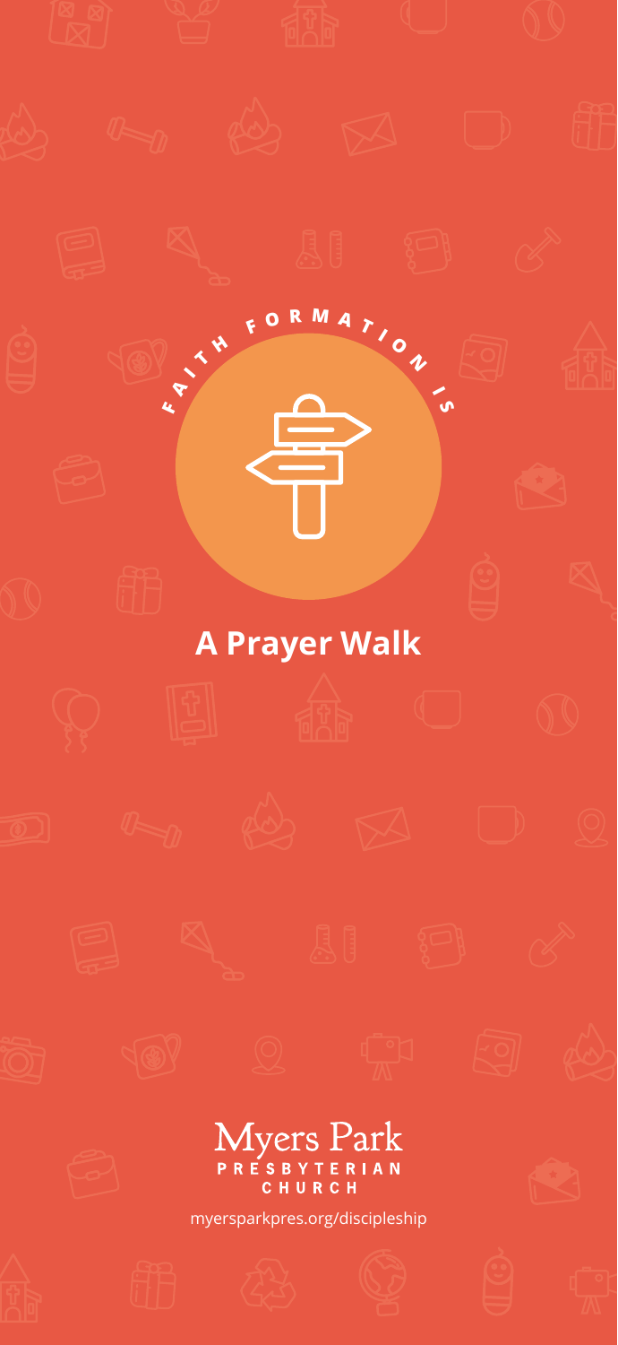FAITH FORMATION IS

# A Prayer Walk

Myers Park
PRESBYTERIAN
CHURCH

myersparkpres.org/discipleship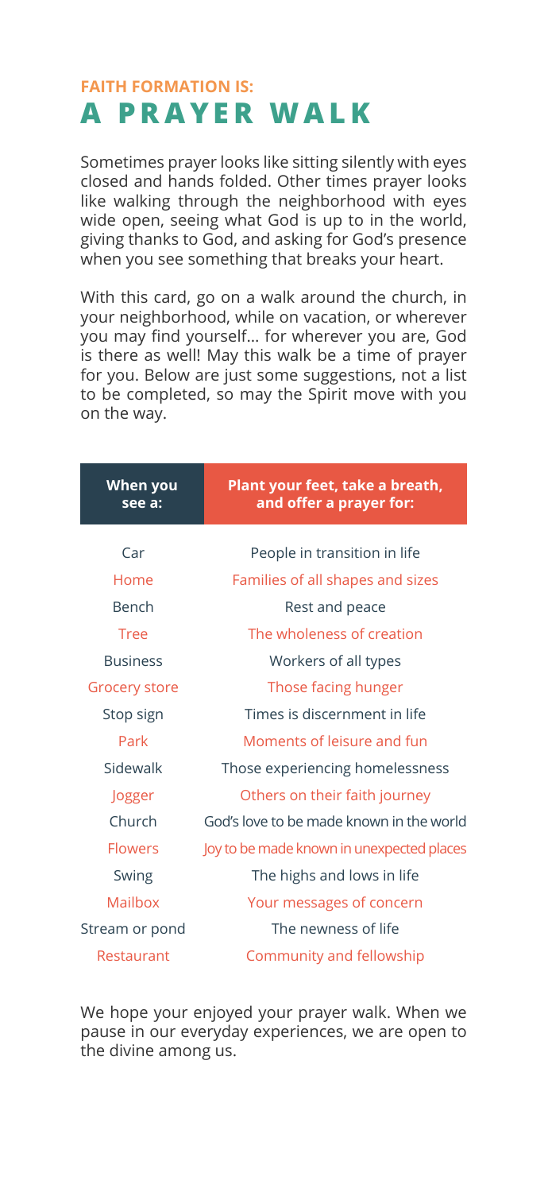**FAITH FORMATION IS:**

# A PRAYER WALK

Sometimes prayer looks like sitting silently with eyes closed and hands folded. Other times prayer looks like walking through the neighborhood with eyes wide open, seeing what God is up to in the world, giving thanks to God, and asking for God's presence when you see something that breaks your heart.

With this card, go on a walk around the church, in your neighborhood, while on vacation, or wherever you may find yourself… for wherever you are, God is there as well! May this walk be a time of prayer for you. Below are just some suggestions, not a list to be completed, so may the Spirit move with you on the way.

| When you see a: | Plant your feet, take a breath, and offer a prayer for: |
|---|---|
| Car | People in transition in life |
| Home | Families of all shapes and sizes |
| Bench | Rest and peace |
| Tree | The wholeness of creation |
| Business | Workers of all types |
| Grocery store | Those facing hunger |
| Stop sign | Times is discernment in life |
| Park | Moments of leisure and fun |
| Sidewalk | Those experiencing homelessness |
| Jogger | Others on their faith journey |
| Church | God's love to be made known in the world |
| Flowers | Joy to be made known in unexpected places |
| Swing | The highs and lows in life |
| Mailbox | Your messages of concern |
| Stream or pond | The newness of life |
| Restaurant | Community and fellowship |

We hope your enjoyed your prayer walk. When we pause in our everyday experiences, we are open to the divine among us.